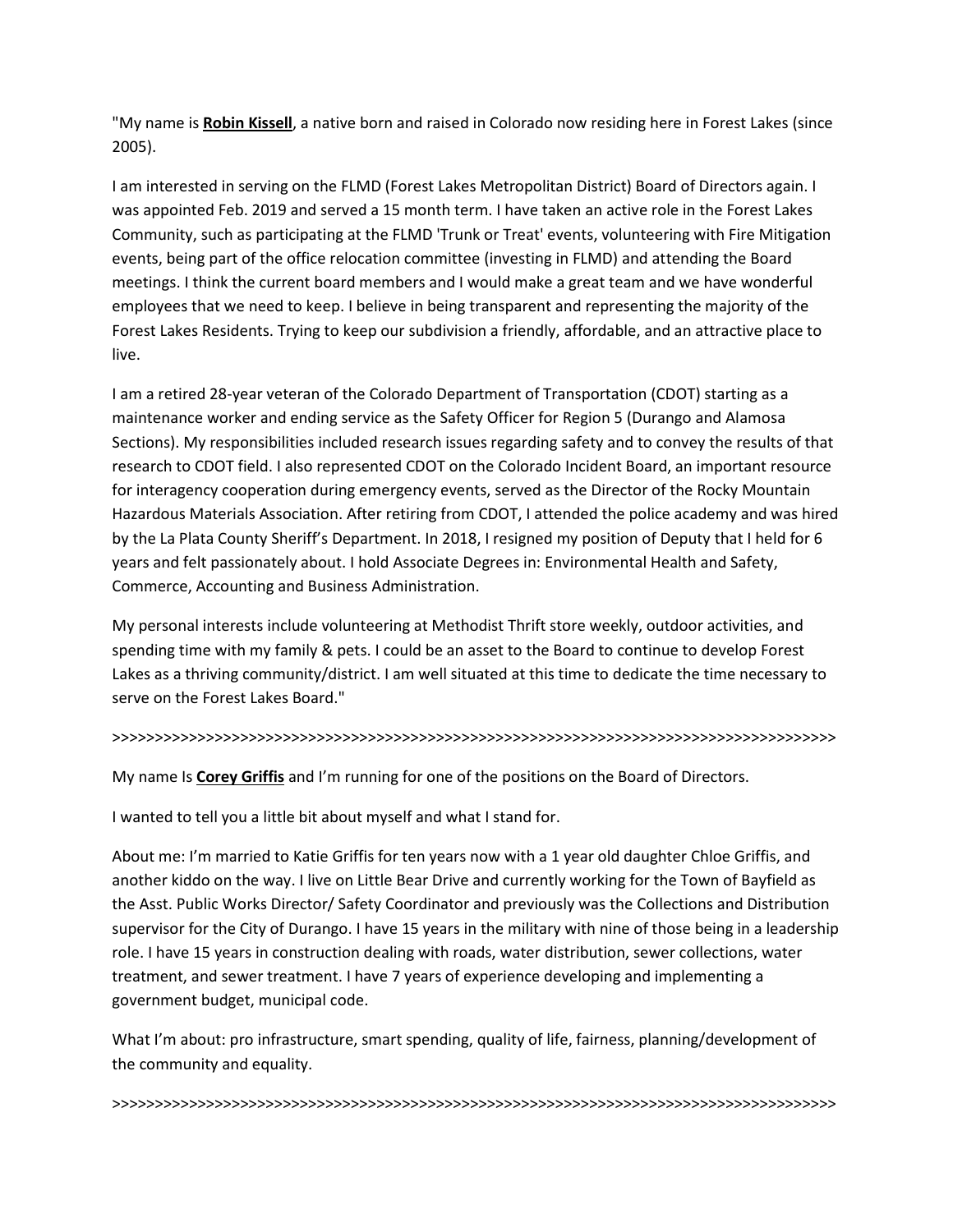"My name is **Robin Kissell**, a native born and raised in Colorado now residing here in Forest Lakes (since 2005).

I am interested in serving on the FLMD (Forest Lakes Metropolitan District) Board of Directors again. I was appointed Feb. 2019 and served a 15 month term. I have taken an active role in the Forest Lakes Community, such as participating at the FLMD 'Trunk or Treat' events, volunteering with Fire Mitigation events, being part of the office relocation committee (investing in FLMD) and attending the Board meetings. I think the current board members and I would make a great team and we have wonderful employees that we need to keep. I believe in being transparent and representing the majority of the Forest Lakes Residents. Trying to keep our subdivision a friendly, affordable, and an attractive place to live.

I am a retired 28-year veteran of the Colorado Department of Transportation (CDOT) starting as a maintenance worker and ending service as the Safety Officer for Region 5 (Durango and Alamosa Sections). My responsibilities included research issues regarding safety and to convey the results of that research to CDOT field. I also represented CDOT on the Colorado Incident Board, an important resource for interagency cooperation during emergency events, served as the Director of the Rocky Mountain Hazardous Materials Association. After retiring from CDOT, I attended the police academy and was hired by the La Plata County Sheriff's Department. In 2018, I resigned my position of Deputy that I held for 6 years and felt passionately about. I hold Associate Degrees in: Environmental Health and Safety, Commerce, Accounting and Business Administration.

My personal interests include volunteering at Methodist Thrift store weekly, outdoor activities, and spending time with my family & pets. I could be an asset to the Board to continue to develop Forest Lakes as a thriving community/district. I am well situated at this time to dedicate the time necessary to serve on the Forest Lakes Board."

>>>>>>>>>>>>>>>>>>>>>>>>>>>>>>>>>>>>>>>>>>>>>>>>>>>>>>>>>>>>>>>>>>>>>>>>>>>>>>>>>>>>

My name Is **Corey Griffis** and I'm running for one of the positions on the Board of Directors.

I wanted to tell you a little bit about myself and what I stand for.

About me: I'm married to Katie Griffis for ten years now with a 1 year old daughter Chloe Griffis, and another kiddo on the way. I live on Little Bear Drive and currently working for the Town of Bayfield as the Asst. Public Works Director/ Safety Coordinator and previously was the Collections and Distribution supervisor for the City of Durango. I have 15 years in the military with nine of those being in a leadership role. I have 15 years in construction dealing with roads, water distribution, sewer collections, water treatment, and sewer treatment. I have 7 years of experience developing and implementing a government budget, municipal code.

What I'm about: pro infrastructure, smart spending, quality of life, fairness, planning/development of the community and equality.

>>>>>>>>>>>>>>>>>>>>>>>>>>>>>>>>>>>>>>>>>>>>>>>>>>>>>>>>>>>>>>>>>>>>>>>>>>>>>>>>>>>>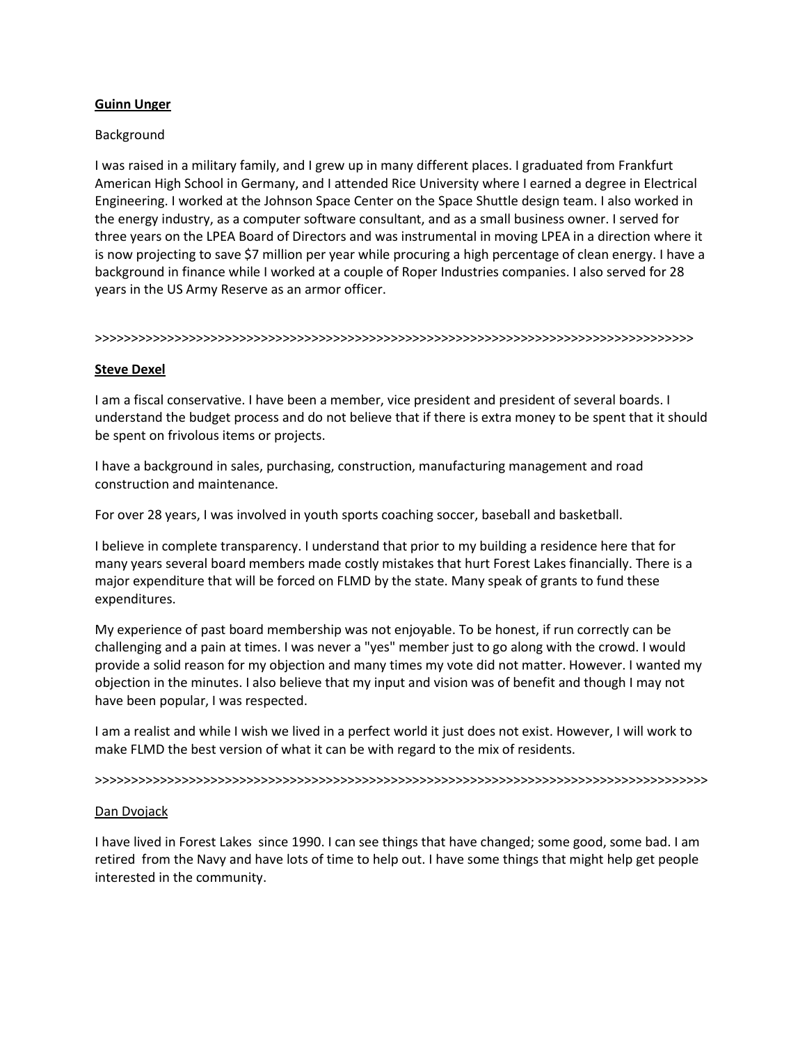**Guinn Unger**

Background

I was raised in a military family, and I grew up in many different places. I graduated from Frankfurt American High School in Germany, and I attended Rice University where I earned a degree in Electrical Engineering. I worked at the Johnson Space Center on the Space Shuttle design team. I also worked in the energy industry, as a computer software consultant, and as a small business owner. I served for three years on the LPEA Board of Directors and was instrumental in moving LPEA in a direction where it is now projecting to save $7 million per year while procuring a high percentage of clean energy. I have a background in finance while I worked at a couple of Roper Industries companies. I also served for 28 years in the US Army Reserve as an armor officer.

>>>>>>>>>>>>>>>>>>>>>>>>>>>>>>>>>>>>>>>>>>>>>>>>>>>>>>>>>>>>>>>>>>>>>>>>>>>>>>>>>>>>>>>>>>>

**Steve Dexel**

I am a fiscal conservative. I have been a member, vice president and president of several boards. I understand the budget process and do not believe that if there is extra money to be spent that it should be spent on frivolous items or projects.

I have a background in sales, purchasing, construction, manufacturing management and road construction and maintenance.

For over 28 years, I was involved in youth sports coaching soccer, baseball and basketball.

I believe in complete transparency. I understand that prior to my building a residence here that for many years several board members made costly mistakes that hurt Forest Lakes financially. There is a major expenditure that will be forced on FLMD by the state. Many speak of grants to fund these expenditures.

My experience of past board membership was not enjoyable. To be honest, if run correctly can be challenging and a pain at times. I was never a "yes" member just to go along with the crowd. I would provide a solid reason for my objection and many times my vote did not matter. However. I wanted my objection in the minutes. I also believe that my input and vision was of benefit and though I may not have been popular, I was respected.

I am a realist and while I wish we lived in a perfect world it just does not exist. However, I will work to make FLMD the best version of what it can be with regard to the mix of residents.

>>>>>>>>>>>>>>>>>>>>>>>>>>>>>>>>>>>>>>>>>>>>>>>>>>>>>>>>>>>>>>>>>>>>>>>>>>>>>>>>>>>>>>>>>>>>

Dan Dvojack

I have lived in Forest Lakes since 1990. I can see things that have changed; some good, some bad. I am retired from the Navy and have lots of time to help out. I have some things that might help get people interested in the community.